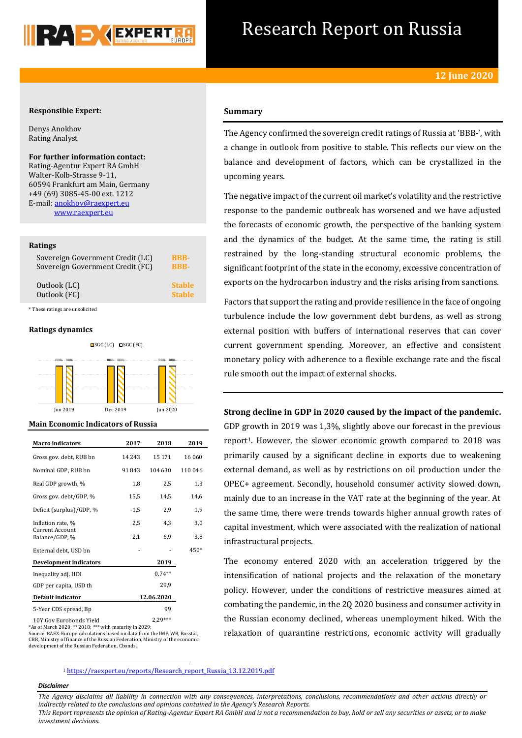# Research Report on Russia

**12 June 2020**

**Responsible Expert:**

Denys Anokhov
Rating Analyst

**For further information contact:**
Rating-Agentur Expert RA GmbH
Walter-Kolb-Strasse 9-11,
60594 Frankfurt am Main, Germany
+49 (69) 3085-45-00 ext. 1212
E-mail: anokhov@raexpert.eu
www.raexpert.eu

**Ratings**

| | |
|---|---|
| Sovereign Government Credit (LC) | BBB- |
| Sovereign Government Credit (FC) | BBB- |
| Outlook (LC) | Stable |
| Outlook (FC) | Stable |

\* These ratings are unsolicited

**Ratings dynamics**

SGC (LC) SGC (FC)

| | Jun 2019 | Dec 2019 | Jun 2020 |
|---|---|---|---|
| SGC (LC) | BBB- | BBB- | BBB- |
| SGC (FC) | BBB- | BBB- | BBB- |

**Main Economic Indicators of Russia**

| Macro indicators | 2017 | 2018 | 2019 |
|---|---|---|---|
| Gross gov. debt, RUB bn | 14 243 | 15 171 | 16 060 |
| Nominal GDP, RUB bn | 91 843 | 104 630 | 110 046 |
| Real GDP growth, % | 1,8 | 2,5 | 1,3 |
| Gross gov. debt/GDP, % | 15,5 | 14,5 | 14,6 |
| Deficit (surplus)/GDP, % | -1,5 | 2,9 | 1,9 |
| Inflation rate, % | 2,5 | 4,3 | 3,0 |
| Current Account Balance/GDP, % | 2,1 | 6,9 | 3,8 |
| External debt, USD bn | - | - | 450* |
| **Development indicators** | | **2019** | |
| Inequality adj. HDI | | 0,74** | |
| GDP per capita, USD th | | 29,9 | |
| **Default indicator** | | **12.06.2020** | |
| 5-Year CDS spread, Bp | | 99 | |
| 10Y Gov Eurobonds Yield | | 2,29*** | |

*As of March 2020; **2018; ***with maturity in 2029;
Source: RAEX-Europe calculations based on data from the IMF, WB, Rosstat, CBR, Ministry of finance of the Russian Federation, Ministry of the economic development of the Russian Federation, Cbonds.

## Summary

The Agency confirmed the sovereign credit ratings of Russia at 'BBB-', with a change in outlook from positive to stable. This reflects our view on the balance and development of factors, which can be crystallized in the upcoming years.

The negative impact of the current oil market's volatility and the restrictive response to the pandemic outbreak has worsened and we have adjusted the forecasts of economic growth, the perspective of the banking system and the dynamics of the budget. At the same time, the rating is still restrained by the long-standing structural economic problems, the significant footprint of the state in the economy, excessive concentration of exports on the hydrocarbon industry and the risks arising from sanctions.

Factors that support the rating and provide resilience in the face of ongoing turbulence include the low government debt burdens, as well as strong external position with buffers of international reserves that can cover current government spending. Moreover, an effective and consistent monetary policy with adherence to a flexible exchange rate and the fiscal rule smooth out the impact of external shocks.

**Strong decline in GDP in 2020 caused by the impact of the pandemic.** GDP growth in 2019 was 1,3%, slightly above our forecast in the previous report[1]. However, the slower economic growth compared to 2018 was primarily caused by a significant decline in exports due to weakening external demand, as well as by restrictions on oil production under the OPEC+ agreement. Secondly, household consumer activity slowed down, mainly due to an increase in the VAT rate at the beginning of the year. At the same time, there were trends towards higher annual growth rates of capital investment, which were associated with the realization of national infrastructural projects.

The economy entered 2020 with an acceleration triggered by the intensification of national projects and the relaxation of the monetary policy. However, under the conditions of restrictive measures aimed at combating the pandemic, in the 2Q 2020 business and consumer activity in the Russian economy declined, whereas unemployment hiked. With the relaxation of quarantine restrictions, economic activity will gradually

[1] https://raexpert.eu/reports/Research_report_Russia_13.12.2019.pdf

***Disclaimer***

*The Agency disclaims all liability in connection with any consequences, interpretations, conclusions, recommendations and other actions directly or indirectly related to the conclusions and opinions contained in the Agency's Research Reports.*
*This Report represents the opinion of Rating-Agentur Expert RA GmbH and is not a recommendation to buy, hold or sell any securities or assets, or to make investment decisions.*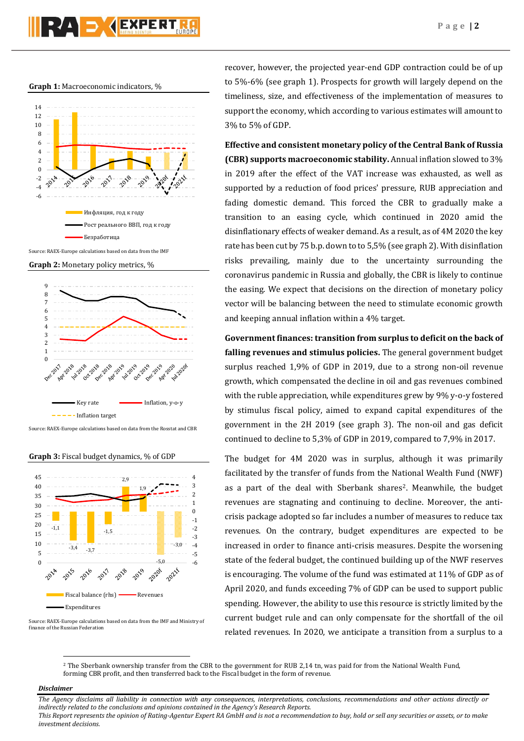**Graph 1:** Macroeconomic indicators, %

Source: RAEX-Europe calculations based on data from the IMF

**Graph 2:** Monetary policy metrics, %

Source: RAEX-Europe calculations based on data from the Rosstat and CBR

**Graph 3:** Fiscal budget dynamics, % of GDP

Source: RAEX-Europe calculations based on data from the IMF and Ministry of finance of the Russian Federation

recover, however, the projected year-end GDP contraction could be of up to 5%-6% (see graph 1). Prospects for growth will largely depend on the timeliness, size, and effectiveness of the implementation of measures to support the economy, which according to various estimates will amount to 3% to 5% of GDP.

**Effective and consistent monetary policy of the Central Bank of Russia (CBR) supports macroeconomic stability.** Annual inflation slowed to 3% in 2019 after the effect of the VAT increase was exhausted, as well as supported by a reduction of food prices' pressure, RUB appreciation and fading domestic demand. This forced the CBR to gradually make a transition to an easing cycle, which continued in 2020 amid the disinflationary effects of weaker demand. As a result, as of 4M 2020 the key rate has been cut by 75 b.p. down to to 5,5% (see graph 2). With disinflation risks prevailing, mainly due to the uncertainty surrounding the coronavirus pandemic in Russia and globally, the CBR is likely to continue the easing. We expect that decisions on the direction of monetary policy vector will be balancing between the need to stimulate economic growth and keeping annual inflation within a 4% target.

**Government finances: transition from surplus to deficit on the back of falling revenues and stimulus policies.** The general government budget surplus reached 1,9% of GDP in 2019, due to a strong non-oil revenue growth, which compensated the decline in oil and gas revenues combined with the ruble appreciation, while expenditures grew by 9% y-o-y fostered by stimulus fiscal policy, aimed to expand capital expenditures of the government in the 2H 2019 (see graph 3). The non-oil and gas deficit continued to decline to 5,3% of GDP in 2019, compared to 7,9% in 2017.

The budget for 4M 2020 was in surplus, although it was primarily facilitated by the transfer of funds from the National Wealth Fund (NWF) as a part of the deal with Sberbank shares[2]. Meanwhile, the budget revenues are stagnating and continuing to decline. Moreover, the anti-crisis package adopted so far includes a number of measures to reduce tax revenues. On the contrary, budget expenditures are expected to be increased in order to finance anti-crisis measures. Despite the worsening state of the federal budget, the continued building up of the NWF reserves is encouraging. The volume of the fund was estimated at 11% of GDP as of April 2020, and funds exceeding 7% of GDP can be used to support public spending. However, the ability to use this resource is strictly limited by the current budget rule and can only compensate for the shortfall of the oil related revenues. In 2020, we anticipate a transition from a surplus to a

[2] The Sberbank ownership transfer from the CBR to the government for RUB 2,14 tn, was paid for from the National Wealth Fund, forming CBR profit, and then transferred back to the Fiscal budget in the form of revenue.

***Disclaimer***

*The Agency disclaims all liability in connection with any consequences, interpretations, conclusions, recommendations and other actions directly or indirectly related to the conclusions and opinions contained in the Agency's Research Reports.*
*This Report represents the opinion of Rating-Agentur Expert RA GmbH and is not a recommendation to buy, hold or sell any securities or assets, or to make investment decisions.*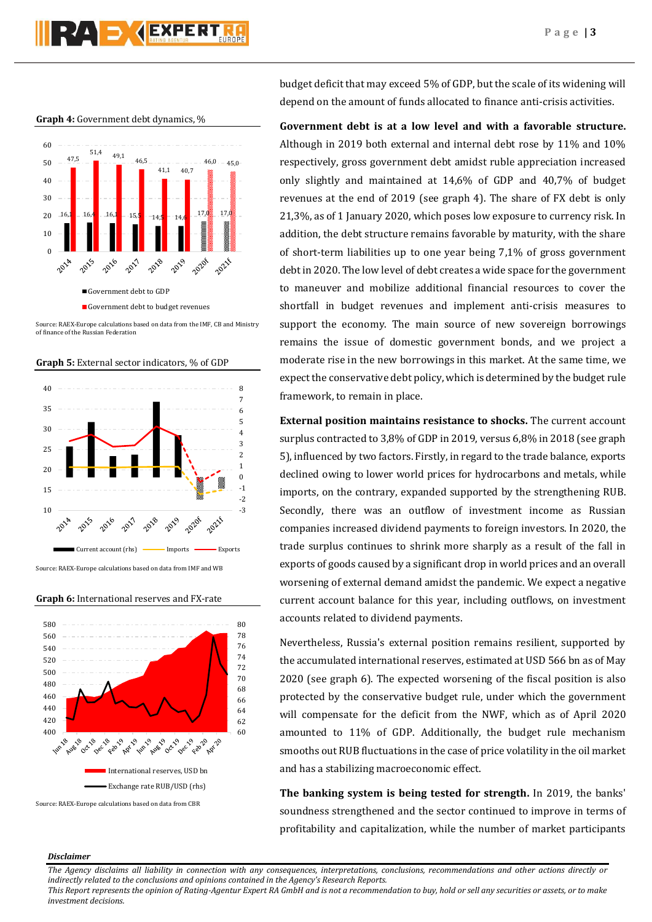**Graph 4:** Government debt dynamics, %

| | 2014 | 2015 | 2016 | 2017 | 2018 | 2019 | 2020f | 2021f |
|---|---|---|---|---|---|---|---|---|
| Government debt to GDP | 16,1 | 16,4 | 16,1 | 15,5 | 14,5 | 14,6 | 17,0 | 17,0 |
| Government debt to budget revenues | 47,5 | 51,4 | 49,1 | 46,5 | 41,1 | 40,7 | 46,0 | 45,0 |

Source: RAEX-Europe calculations based on data from the IMF, CB and Ministry of finance of the Russian Federation

**Graph 5:** External sector indicators, % of GDP

Current account (rhs) — Imports — Exports

Source: RAEX-Europe calculations based on data from IMF and WB

**Graph 6:** International reserves and FX-rate

International reserves, USD bn — Exchange rate RUB/USD (rhs)

Source: RAEX-Europe calculations based on data from CBR

budget deficit that may exceed 5% of GDP, but the scale of its widening will depend on the amount of funds allocated to finance anti-crisis activities.

**Government debt is at a low level and with a favorable structure.** Although in 2019 both external and internal debt rose by 11% and 10% respectively, gross government debt amidst ruble appreciation increased only slightly and maintained at 14,6% of GDP and 40,7% of budget revenues at the end of 2019 (see graph 4). The share of FX debt is only 21,3%, as of 1 January 2020, which poses low exposure to currency risk. In addition, the debt structure remains favorable by maturity, with the share of short-term liabilities up to one year being 7,1% of gross government debt in 2020. The low level of debt creates a wide space for the government to maneuver and mobilize additional financial resources to cover the shortfall in budget revenues and implement anti-crisis measures to support the economy. The main source of new sovereign borrowings remains the issue of domestic government bonds, and we project a moderate rise in the new borrowings in this market. At the same time, we expect the conservative debt policy, which is determined by the budget rule framework, to remain in place.

**External position maintains resistance to shocks.** The current account surplus contracted to 3,8% of GDP in 2019, versus 6,8% in 2018 (see graph 5), influenced by two factors. Firstly, in regard to the trade balance, exports declined owing to lower world prices for hydrocarbons and metals, while imports, on the contrary, expanded supported by the strengthening RUB. Secondly, there was an outflow of investment income as Russian companies increased dividend payments to foreign investors. In 2020, the trade surplus continues to shrink more sharply as a result of the fall in exports of goods caused by a significant drop in world prices and an overall worsening of external demand amidst the pandemic. We expect a negative current account balance for this year, including outflows, on investment accounts related to dividend payments.

Nevertheless, Russia's external position remains resilient, supported by the accumulated international reserves, estimated at USD 566 bn as of May 2020 (see graph 6). The expected worsening of the fiscal position is also protected by the conservative budget rule, under which the government will compensate for the deficit from the NWF, which as of April 2020 amounted to 11% of GDP. Additionally, the budget rule mechanism smooths out RUB fluctuations in the case of price volatility in the oil market and has a stabilizing macroeconomic effect.

**The banking system is being tested for strength.** In 2019, the banks' soundness strengthened and the sector continued to improve in terms of profitability and capitalization, while the number of market participants

***Disclaimer***

*The Agency disclaims all liability in connection with any consequences, interpretations, conclusions, recommendations and other actions directly or indirectly related to the conclusions and opinions contained in the Agency's Research Reports.*
*This Report represents the opinion of Rating-Agentur Expert RA GmbH and is not a recommendation to buy, hold or sell any securities or assets, or to make investment decisions.*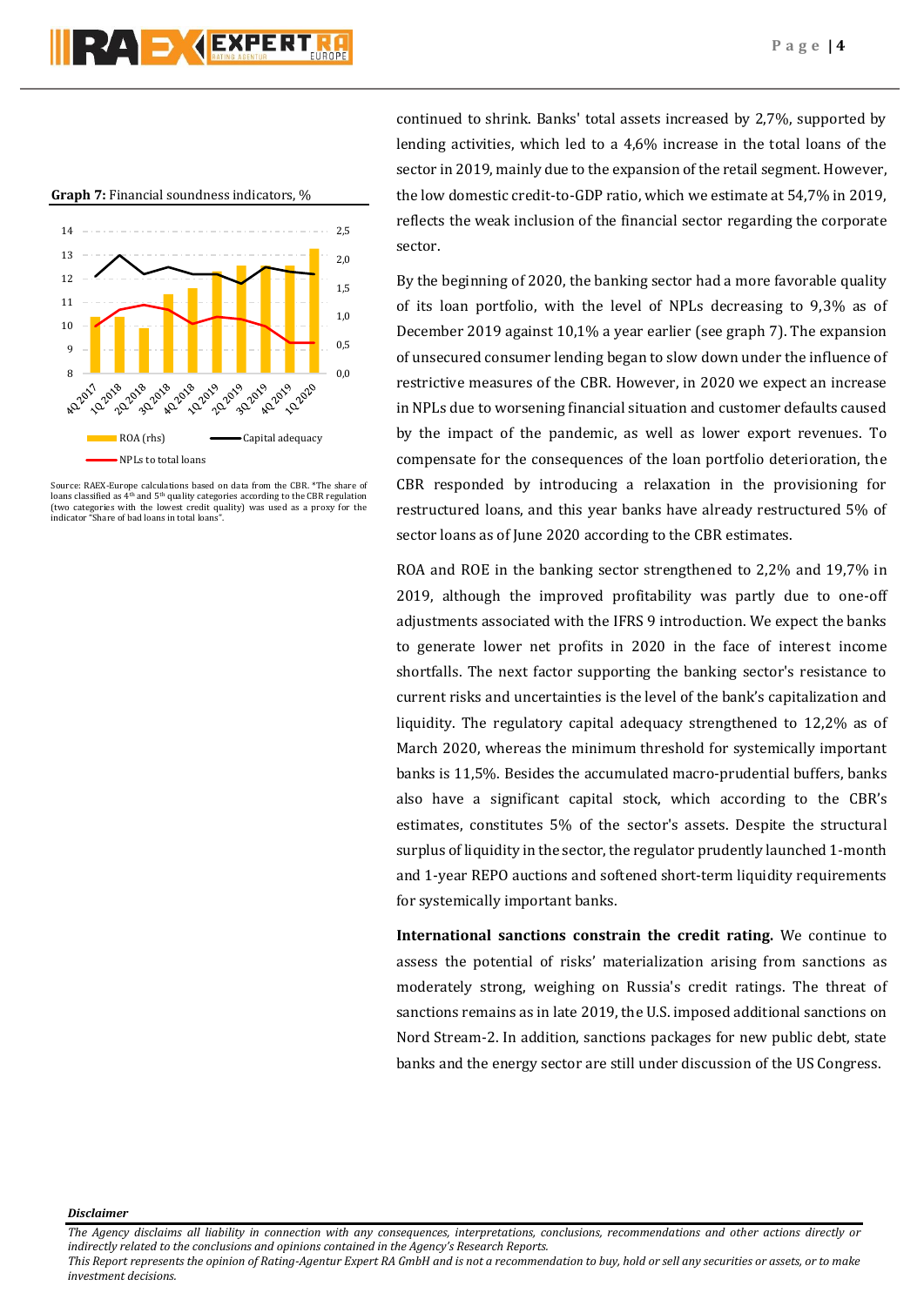**Graph 7:** Financial soundness indicators, %

Source: RAEX-Europe calculations based on data from the CBR. *The share of loans classified as 4th and 5th quality categories according to the CBR regulation (two categories with the lowest credit quality) was used as a proxy for the indicator "Share of bad loans in total loans".

continued to shrink. Banks' total assets increased by 2,7%, supported by lending activities, which led to a 4,6% increase in the total loans of the sector in 2019, mainly due to the expansion of the retail segment. However, the low domestic credit-to-GDP ratio, which we estimate at 54,7% in 2019, reflects the weak inclusion of the financial sector regarding the corporate sector.

By the beginning of 2020, the banking sector had a more favorable quality of its loan portfolio, with the level of NPLs decreasing to 9,3% as of December 2019 against 10,1% a year earlier (see graph 7). The expansion of unsecured consumer lending began to slow down under the influence of restrictive measures of the CBR. However, in 2020 we expect an increase in NPLs due to worsening financial situation and customer defaults caused by the impact of the pandemic, as well as lower export revenues. To compensate for the consequences of the loan portfolio deterioration, the CBR responded by introducing a relaxation in the provisioning for restructured loans, and this year banks have already restructured 5% of sector loans as of June 2020 according to the CBR estimates.

ROA and ROE in the banking sector strengthened to 2,2% and 19,7% in 2019, although the improved profitability was partly due to one-off adjustments associated with the IFRS 9 introduction. We expect the banks to generate lower net profits in 2020 in the face of interest income shortfalls. The next factor supporting the banking sector's resistance to current risks and uncertainties is the level of the bank's capitalization and liquidity. The regulatory capital adequacy strengthened to 12,2% as of March 2020, whereas the minimum threshold for systemically important banks is 11,5%. Besides the accumulated macro-prudential buffers, banks also have a significant capital stock, which according to the CBR's estimates, constitutes 5% of the sector's assets. Despite the structural surplus of liquidity in the sector, the regulator prudently launched 1-month and 1-year REPO auctions and softened short-term liquidity requirements for systemically important banks.

**International sanctions constrain the credit rating.** We continue to assess the potential of risks' materialization arising from sanctions as moderately strong, weighing on Russia's credit ratings. The threat of sanctions remains as in late 2019, the U.S. imposed additional sanctions on Nord Stream-2. In addition, sanctions packages for new public debt, state banks and the energy sector are still under discussion of the US Congress.

***Disclaimer***

*The Agency disclaims all liability in connection with any consequences, interpretations, conclusions, recommendations and other actions directly or indirectly related to the conclusions and opinions contained in the Agency's Research Reports.*
*This Report represents the opinion of Rating-Agentur Expert RA GmbH and is not a recommendation to buy, hold or sell any securities or assets, or to make investment decisions.*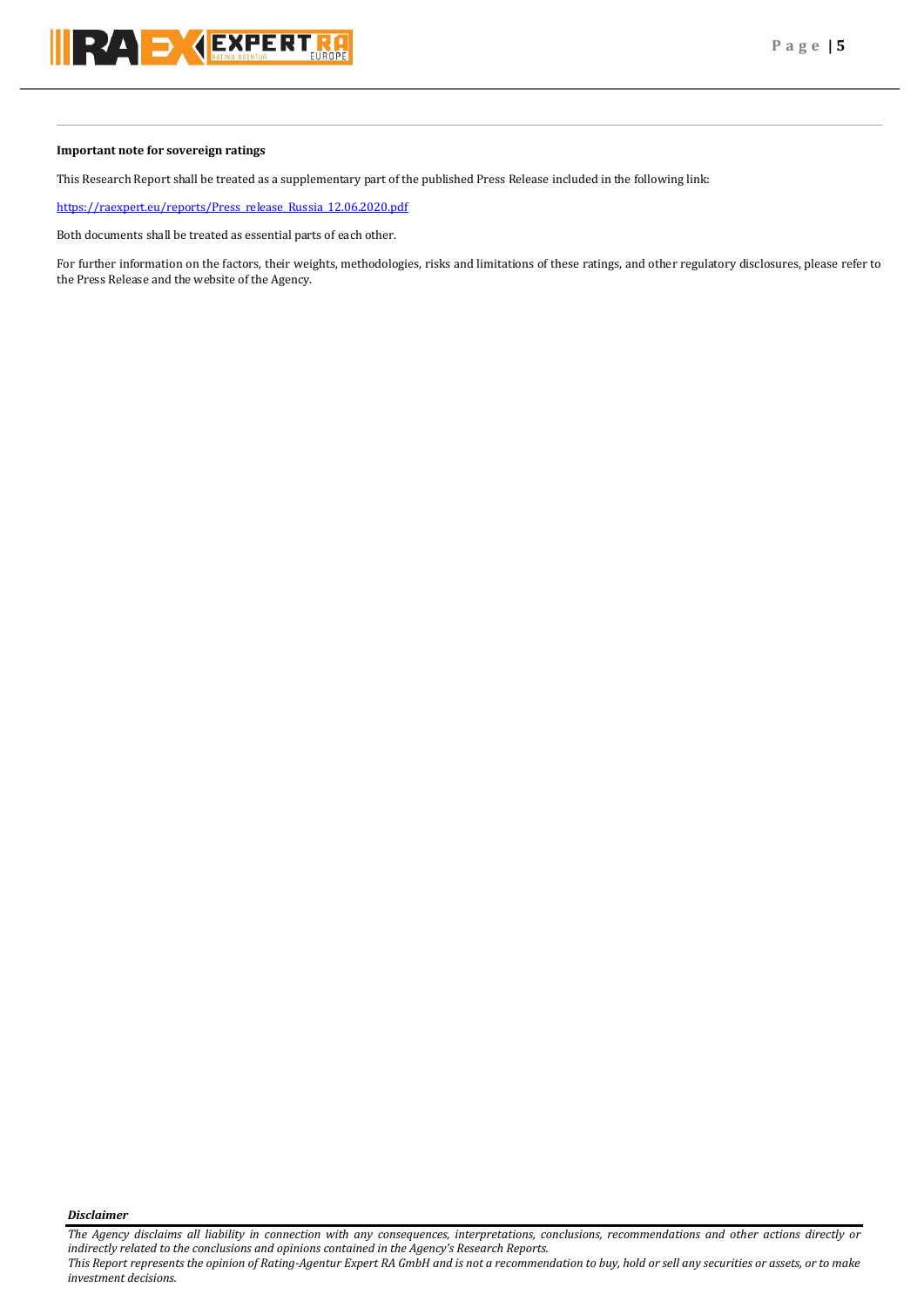**Important note for sovereign ratings**

This Research Report shall be treated as a supplementary part of the published Press Release included in the following link:

https://raexpert.eu/reports/Press_release_Russia_12.06.2020.pdf

Both documents shall be treated as essential parts of each other.

For further information on the factors, their weights, methodologies, risks and limitations of these ratings, and other regulatory disclosures, please refer to the Press Release and the website of the Agency.

***Disclaimer***

*The Agency disclaims all liability in connection with any consequences, interpretations, conclusions, recommendations and other actions directly or indirectly related to the conclusions and opinions contained in the Agency's Research Reports.*

*This Report represents the opinion of Rating-Agentur Expert RA GmbH and is not a recommendation to buy, hold or sell any securities or assets, or to make investment decisions.*